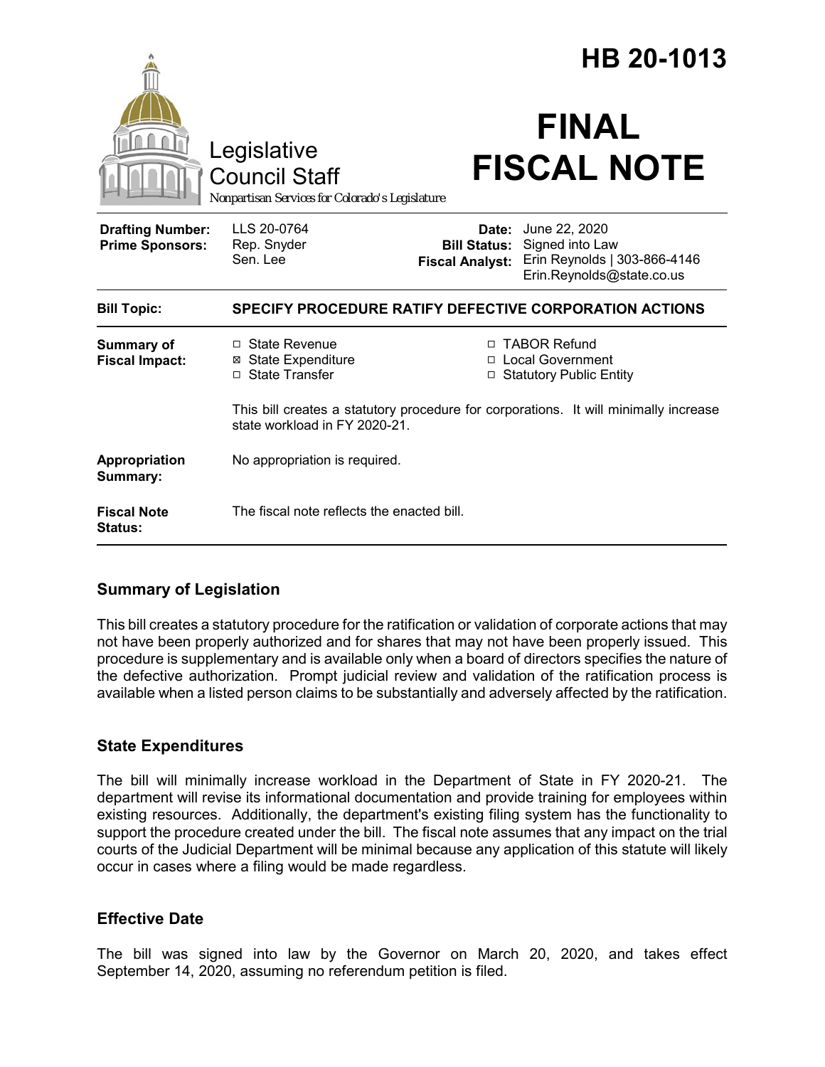# HB 20-1013

Legislative Council Staff

*Nonpartisan Services for Colorado's Legislature*

# FINAL FISCAL NOTE

| | | | |
|---|---|---|---|
| **Drafting Number:** | LLS 20-0764 | **Date:** | June 22, 2020 |
| **Prime Sponsors:** | Rep. Snyder<br>Sen. Lee | **Bill Status:** | Signed into Law |
| | | **Fiscal Analyst:** | Erin Reynolds \| 303-866-4146<br>Erin.Reynolds@state.co.us |

| | |
|---|---|
| **Bill Topic:** | **SPECIFY PROCEDURE RATIFY DEFECTIVE CORPORATION ACTIONS** |
| **Summary of Fiscal Impact:** | ☐ State Revenue ☒ State Expenditure ☐ State Transfer ☐ TABOR Refund ☐ Local Government ☐ Statutory Public Entity<br><br>This bill creates a statutory procedure for corporations. It will minimally increase state workload in FY 2020-21. |
| **Appropriation Summary:** | No appropriation is required. |
| **Fiscal Note Status:** | The fiscal note reflects the enacted bill. |

## Summary of Legislation

This bill creates a statutory procedure for the ratification or validation of corporate actions that may not have been properly authorized and for shares that may not have been properly issued. This procedure is supplementary and is available only when a board of directors specifies the nature of the defective authorization. Prompt judicial review and validation of the ratification process is available when a listed person claims to be substantially and adversely affected by the ratification.

## State Expenditures

The bill will minimally increase workload in the Department of State in FY 2020-21. The department will revise its informational documentation and provide training for employees within existing resources. Additionally, the department's existing filing system has the functionality to support the procedure created under the bill. The fiscal note assumes that any impact on the trial courts of the Judicial Department will be minimal because any application of this statute will likely occur in cases where a filing would be made regardless.

## Effective Date

The bill was signed into law by the Governor on March 20, 2020, and takes effect September 14, 2020, assuming no referendum petition is filed.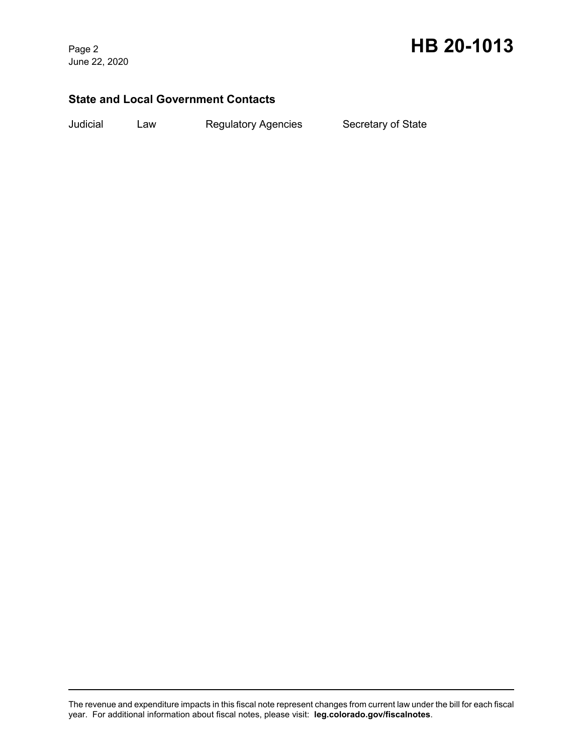## State and Local Government Contacts

Judicial    Law    Regulatory Agencies    Secretary of State

The revenue and expenditure impacts in this fiscal note represent changes from current law under the bill for each fiscal year. For additional information about fiscal notes, please visit: **leg.colorado.gov/fiscalnotes**.